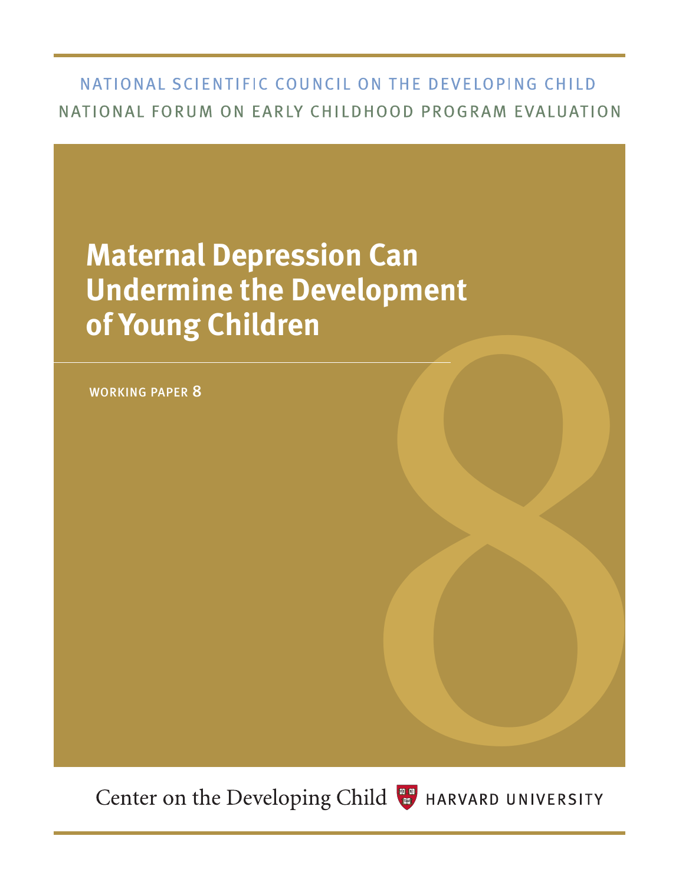NATIONAL SCIENTIFIC COUNCIL ON THE DEVELOPING CHILD

NATIONAL FORUM ON EARLY CHILDHOOD PROGRAM EVALUATION

# Maternal Depression Can Undermine the Development of Young Children

WORKING PAPER 8

Center on the Developing Child HARVARD UNIVERSITY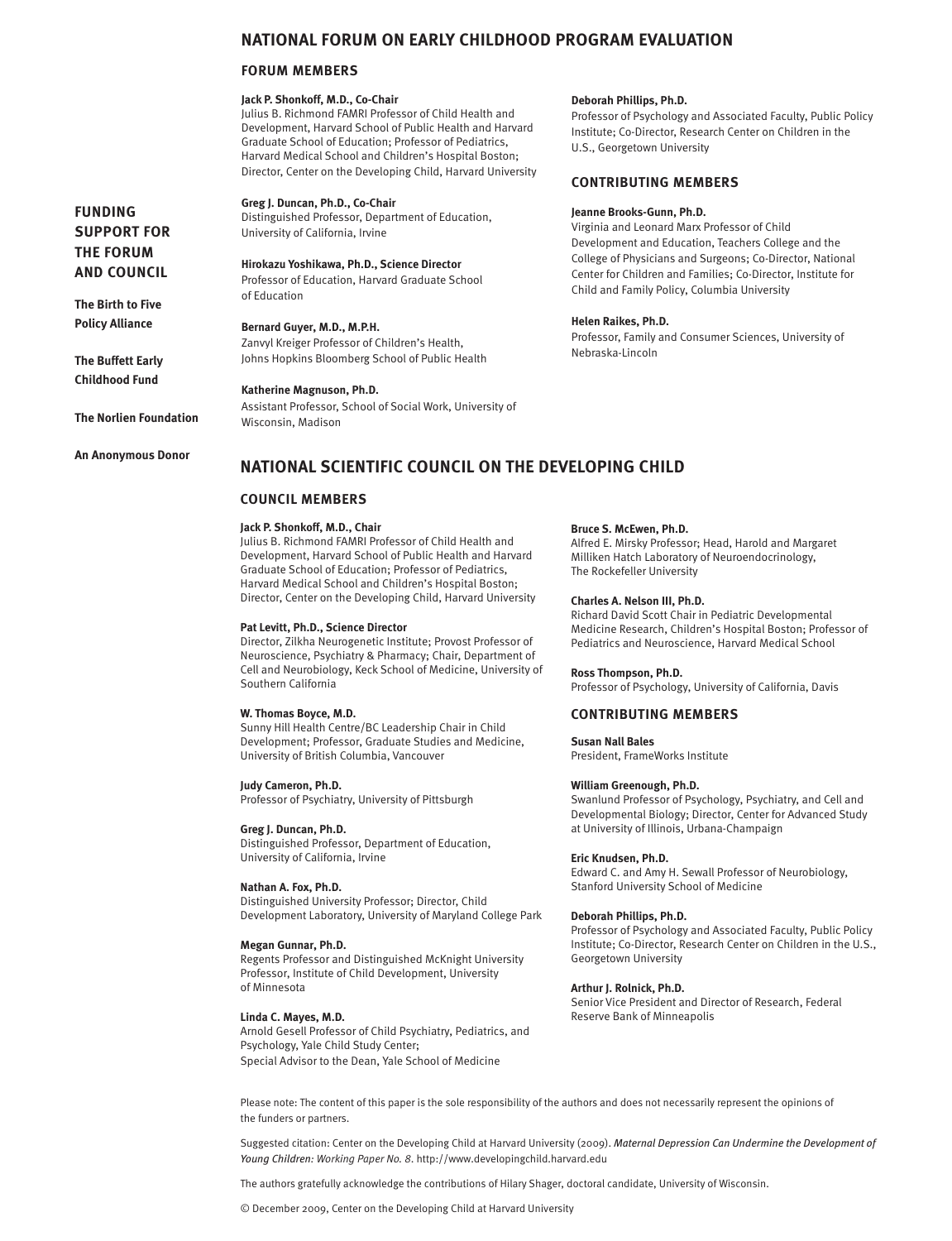## NATIONAL FORUM ON EARLY CHILDHOOD PROGRAM EVALUATION

### FORUM MEMBERS

**Jack P. Shonkoff, M.D., Co-Chair**
Julius B. Richmond FAMRI Professor of Child Health and Development, Harvard School of Public Health and Harvard Graduate School of Education; Professor of Pediatrics, Harvard Medical School and Children's Hospital Boston; Director, Center on the Developing Child, Harvard University

**Greg J. Duncan, Ph.D., Co-Chair**
Distinguished Professor, Department of Education, University of California, Irvine

**Hirokazu Yoshikawa, Ph.D., Science Director**
Professor of Education, Harvard Graduate School of Education

**Bernard Guyer, M.D., M.P.H.**
Zanvyl Kreiger Professor of Children's Health, Johns Hopkins Bloomberg School of Public Health

**Katherine Magnuson, Ph.D.**
Assistant Professor, School of Social Work, University of Wisconsin, Madison

**Deborah Phillips, Ph.D.**
Professor of Psychology and Associated Faculty, Public Policy Institute; Co-Director, Research Center on Children in the U.S., Georgetown University

### CONTRIBUTING MEMBERS

**Jeanne Brooks-Gunn, Ph.D.**
Virginia and Leonard Marx Professor of Child Development and Education, Teachers College and the College of Physicians and Surgeons; Co-Director, National Center for Children and Families; Co-Director, Institute for Child and Family Policy, Columbia University

**Helen Raikes, Ph.D.**
Professor, Family and Consumer Sciences, University of Nebraska-Lincoln

## FUNDING SUPPORT FOR THE FORUM AND COUNCIL

**The Birth to Five Policy Alliance**

**The Buffett Early Childhood Fund**

**The Norlien Foundation**

**An Anonymous Donor**

## NATIONAL SCIENTIFIC COUNCIL ON THE DEVELOPING CHILD

### COUNCIL MEMBERS

**Jack P. Shonkoff, M.D., Chair**
Julius B. Richmond FAMRI Professor of Child Health and Development, Harvard School of Public Health and Harvard Graduate School of Education; Professor of Pediatrics, Harvard Medical School and Children's Hospital Boston; Director, Center on the Developing Child, Harvard University

**Pat Levitt, Ph.D., Science Director**
Director, Zilkha Neurogenetic Institute; Provost Professor of Neuroscience, Psychiatry & Pharmacy; Chair, Department of Cell and Neurobiology, Keck School of Medicine, University of Southern California

**W. Thomas Boyce, M.D.**
Sunny Hill Health Centre/BC Leadership Chair in Child Development; Professor, Graduate Studies and Medicine, University of British Columbia, Vancouver

**Judy Cameron, Ph.D.**
Professor of Psychiatry, University of Pittsburgh

**Greg J. Duncan, Ph.D.**
Distinguished Professor, Department of Education, University of California, Irvine

**Nathan A. Fox, Ph.D.**
Distinguished University Professor; Director, Child Development Laboratory, University of Maryland College Park

**Megan Gunnar, Ph.D.**
Regents Professor and Distinguished McKnight University Professor, Institute of Child Development, University of Minnesota

**Linda C. Mayes, M.D.**
Arnold Gesell Professor of Child Psychiatry, Pediatrics, and Psychology, Yale Child Study Center; Special Advisor to the Dean, Yale School of Medicine

**Bruce S. McEwen, Ph.D.**
Alfred E. Mirsky Professor; Head, Harold and Margaret Milliken Hatch Laboratory of Neuroendocrinology, The Rockefeller University

**Charles A. Nelson III, Ph.D.**
Richard David Scott Chair in Pediatric Developmental Medicine Research, Children's Hospital Boston; Professor of Pediatrics and Neuroscience, Harvard Medical School

**Ross Thompson, Ph.D.**
Professor of Psychology, University of California, Davis

### CONTRIBUTING MEMBERS

**Susan Nall Bales**
President, FrameWorks Institute

**William Greenough, Ph.D.**
Swanlund Professor of Psychology, Psychiatry, and Cell and Developmental Biology; Director, Center for Advanced Study at University of Illinois, Urbana-Champaign

**Eric Knudsen, Ph.D.**
Edward C. and Amy H. Sewall Professor of Neurobiology, Stanford University School of Medicine

**Deborah Phillips, Ph.D.**
Professor of Psychology and Associated Faculty, Public Policy Institute; Co-Director, Research Center on Children in the U.S., Georgetown University

**Arthur J. Rolnick, Ph.D.**
Senior Vice President and Director of Research, Federal Reserve Bank of Minneapolis

Please note: The content of this paper is the sole responsibility of the authors and does not necessarily represent the opinions of the funders or partners.

Suggested citation: Center on the Developing Child at Harvard University (2009). *Maternal Depression Can Undermine the Development of Young Children: Working Paper No. 8*. http://www.developingchild.harvard.edu

The authors gratefully acknowledge the contributions of Hilary Shager, doctoral candidate, University of Wisconsin.

© December 2009, Center on the Developing Child at Harvard University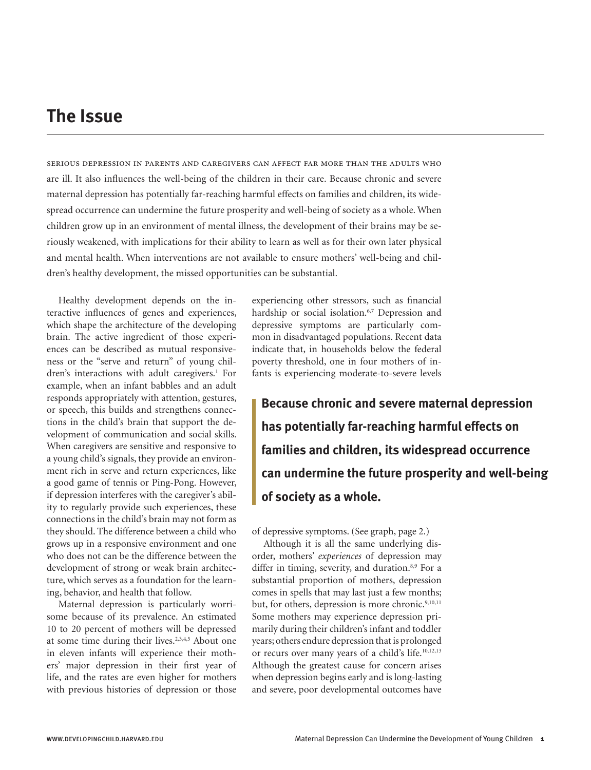# The Issue

Serious depression in parents and caregivers can affect far more than the adults who are ill. It also influences the well-being of the children in their care. Because chronic and severe maternal depression has potentially far-reaching harmful effects on families and children, its widespread occurrence can undermine the future prosperity and well-being of society as a whole. When children grow up in an environment of mental illness, the development of their brains may be seriously weakened, with implications for their ability to learn as well as for their own later physical and mental health. When interventions are not available to ensure mothers' well-being and children's healthy development, the missed opportunities can be substantial.

Healthy development depends on the interactive influences of genes and experiences, which shape the architecture of the developing brain. The active ingredient of those experiences can be described as mutual responsiveness or the "serve and return" of young children's interactions with adult caregivers.[1] For example, when an infant babbles and an adult responds appropriately with attention, gestures, or speech, this builds and strengthens connections in the child's brain that support the development of communication and social skills. When caregivers are sensitive and responsive to a young child's signals, they provide an environment rich in serve and return experiences, like a good game of tennis or Ping-Pong. However, if depression interferes with the caregiver's ability to regularly provide such experiences, these connections in the child's brain may not form as they should. The difference between a child who grows up in a responsive environment and one who does not can be the difference between the development of strong or weak brain architecture, which serves as a foundation for the learning, behavior, and health that follow.

Maternal depression is particularly worrisome because of its prevalence. An estimated 10 to 20 percent of mothers will be depressed at some time during their lives.[2,3,4,5] About one in eleven infants will experience their mothers' major depression in their first year of life, and the rates are even higher for mothers with previous histories of depression or those experiencing other stressors, such as financial hardship or social isolation.[6,7] Depression and depressive symptoms are particularly common in disadvantaged populations. Recent data indicate that, in households below the federal poverty threshold, one in four mothers of infants is experiencing moderate-to-severe levels of depressive symptoms. (See graph, page 2.)

> **Because chronic and severe maternal depression has potentially far-reaching harmful effects on families and children, its widespread occurrence can undermine the future prosperity and well-being of society as a whole.**

Although it is all the same underlying disorder, mothers' *experiences* of depression may differ in timing, severity, and duration.[8,9] For a substantial proportion of mothers, depression comes in spells that may last just a few months; but, for others, depression is more chronic.[9,10,11] Some mothers may experience depression primarily during their children's infant and toddler years; others endure depression that is prolonged or recurs over many years of a child's life.[10,12,13] Although the greatest cause for concern arises when depression begins early and is long-lasting and severe, poor developmental outcomes have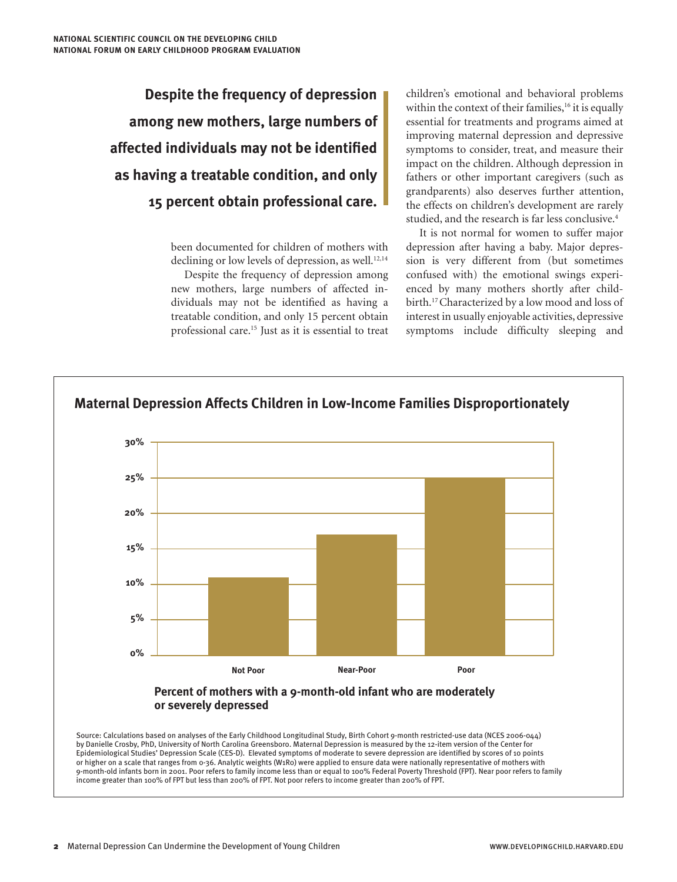**Despite the frequency of depression among new mothers, large numbers of affected individuals may not be identified as having a treatable condition, and only 15 percent obtain professional care.**

been documented for children of mothers with declining or low levels of depression, as well.[12,14]

Despite the frequency of depression among new mothers, large numbers of affected individuals may not be identified as having a treatable condition, and only 15 percent obtain professional care.[15] Just as it is essential to treat children's emotional and behavioral problems within the context of their families,[16] it is equally essential for treatments and programs aimed at improving maternal depression and depressive symptoms to consider, treat, and measure their impact on the children. Although depression in fathers or other important caregivers (such as grandparents) also deserves further attention, the effects on children's development are rarely studied, and the research is far less conclusive.[4]

It is not normal for women to suffer major depression after having a baby. Major depression is very different from (but sometimes confused with) the emotional swings experienced by many mothers shortly after childbirth.[17] Characterized by a low mood and loss of interest in usually enjoyable activities, depressive symptoms include difficulty sleeping and

## Maternal Depression Affects Children in Low-Income Families Disproportionately

30%
25%
20%
15%
10%
5%
0%

Not Poor
Near-Poor
Poor

**Percent of mothers with a 9-month-old infant who are moderately or severely depressed**

Source: Calculations based on analyses of the Early Childhood Longitudinal Study, Birth Cohort 9-month restricted-use data (NCES 2006-044) by Danielle Crosby, PhD, University of North Carolina Greensboro. Maternal Depression is measured by the 12-item version of the Center for Epidemiological Studies' Depression Scale (CES-D). Elevated symptoms of moderate to severe depression are identified by scores of 10 points or higher on a scale that ranges from 0-36. Analytic weights (W1R0) were applied to ensure data were nationally representative of mothers with 9-month-old infants born in 2001. Poor refers to family income less than or equal to 100% Federal Poverty Threshold (FPT). Near poor refers to family income greater than 100% of FPT but less than 200% of FPT. Not poor refers to income greater than 200% of FPT.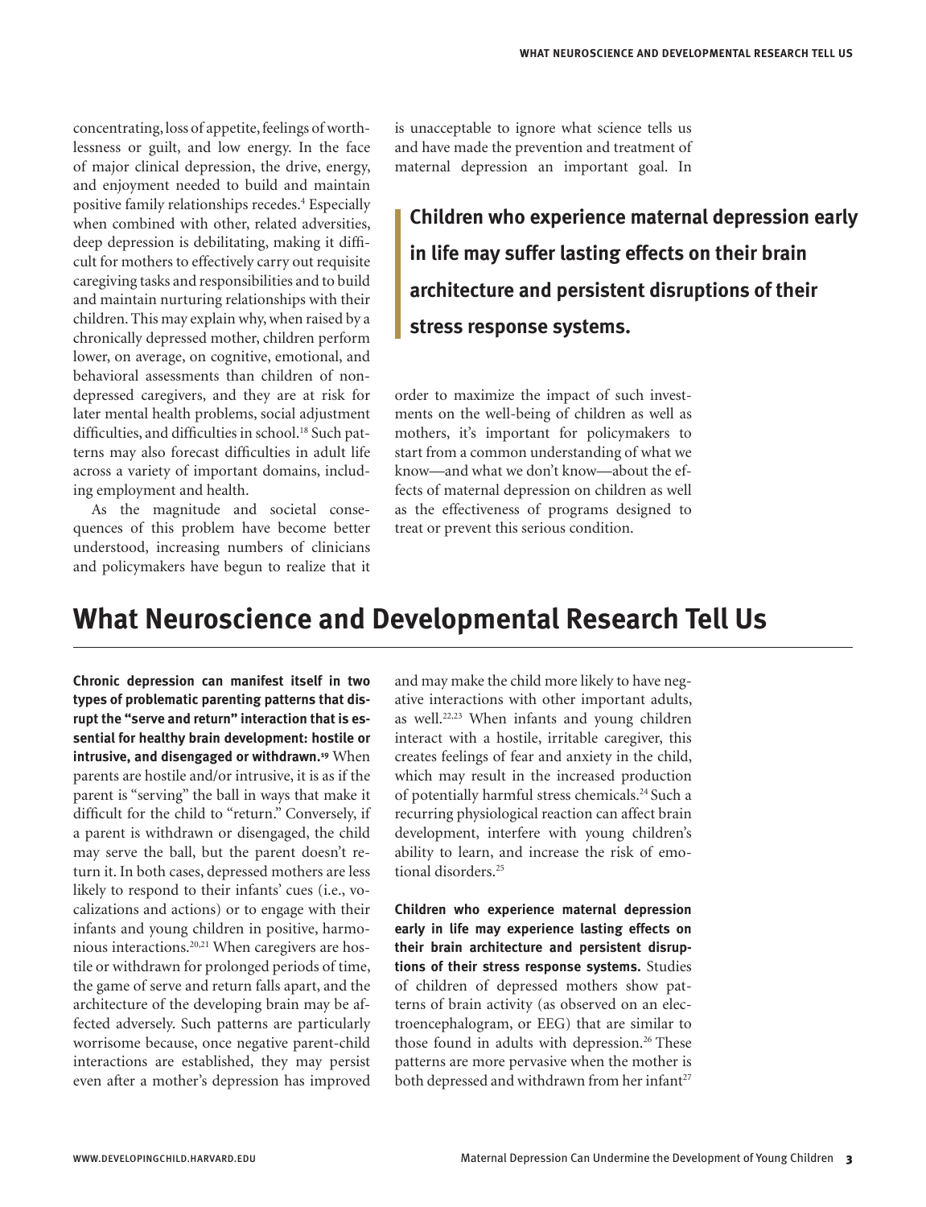concentrating, loss of appetite, feelings of worthlessness or guilt, and low energy. In the face of major clinical depression, the drive, energy, and enjoyment needed to build and maintain positive family relationships recedes.[4] Especially when combined with other, related adversities, deep depression is debilitating, making it difficult for mothers to effectively carry out requisite caregiving tasks and responsibilities and to build and maintain nurturing relationships with their children. This may explain why, when raised by a chronically depressed mother, children perform lower, on average, on cognitive, emotional, and behavioral assessments than children of non-depressed caregivers, and they are at risk for later mental health problems, social adjustment difficulties, and difficulties in school.[18] Such patterns may also forecast difficulties in adult life across a variety of important domains, including employment and health.

As the magnitude and societal consequences of this problem have become better understood, increasing numbers of clinicians and policymakers have begun to realize that it is unacceptable to ignore what science tells us and have made the prevention and treatment of maternal depression an important goal. In order to maximize the impact of such investments on the well-being of children as well as mothers, it's important for policymakers to start from a common understanding of what we know—and what we don't know—about the effects of maternal depression on children as well as the effectiveness of programs designed to treat or prevent this serious condition.

> **Children who experience maternal depression early in life may suffer lasting effects on their brain architecture and persistent disruptions of their stress response systems.**

## What Neuroscience and Developmental Research Tell Us

**Chronic depression can manifest itself in two types of problematic parenting patterns that disrupt the "serve and return" interaction that is essential for healthy brain development: hostile or intrusive, and disengaged or withdrawn.[19]** When parents are hostile and/or intrusive, it is as if the parent is "serving" the ball in ways that make it difficult for the child to "return." Conversely, if a parent is withdrawn or disengaged, the child may serve the ball, but the parent doesn't return it. In both cases, depressed mothers are less likely to respond to their infants' cues (i.e., vocalizations and actions) or to engage with their infants and young children in positive, harmonious interactions.[20,21] When caregivers are hostile or withdrawn for prolonged periods of time, the game of serve and return falls apart, and the architecture of the developing brain may be affected adversely. Such patterns are particularly worrisome because, once negative parent-child interactions are established, they may persist even after a mother's depression has improved and may make the child more likely to have negative interactions with other important adults, as well.[22,23] When infants and young children interact with a hostile, irritable caregiver, this creates feelings of fear and anxiety in the child, which may result in the increased production of potentially harmful stress chemicals.[24] Such a recurring physiological reaction can affect brain development, interfere with young children's ability to learn, and increase the risk of emotional disorders.[25]

**Children who experience maternal depression early in life may experience lasting effects on their brain architecture and persistent disruptions of their stress response systems.** Studies of children of depressed mothers show patterns of brain activity (as observed on an electroencephalogram, or EEG) that are similar to those found in adults with depression.[26] These patterns are more pervasive when the mother is both depressed and withdrawn from her infant[27]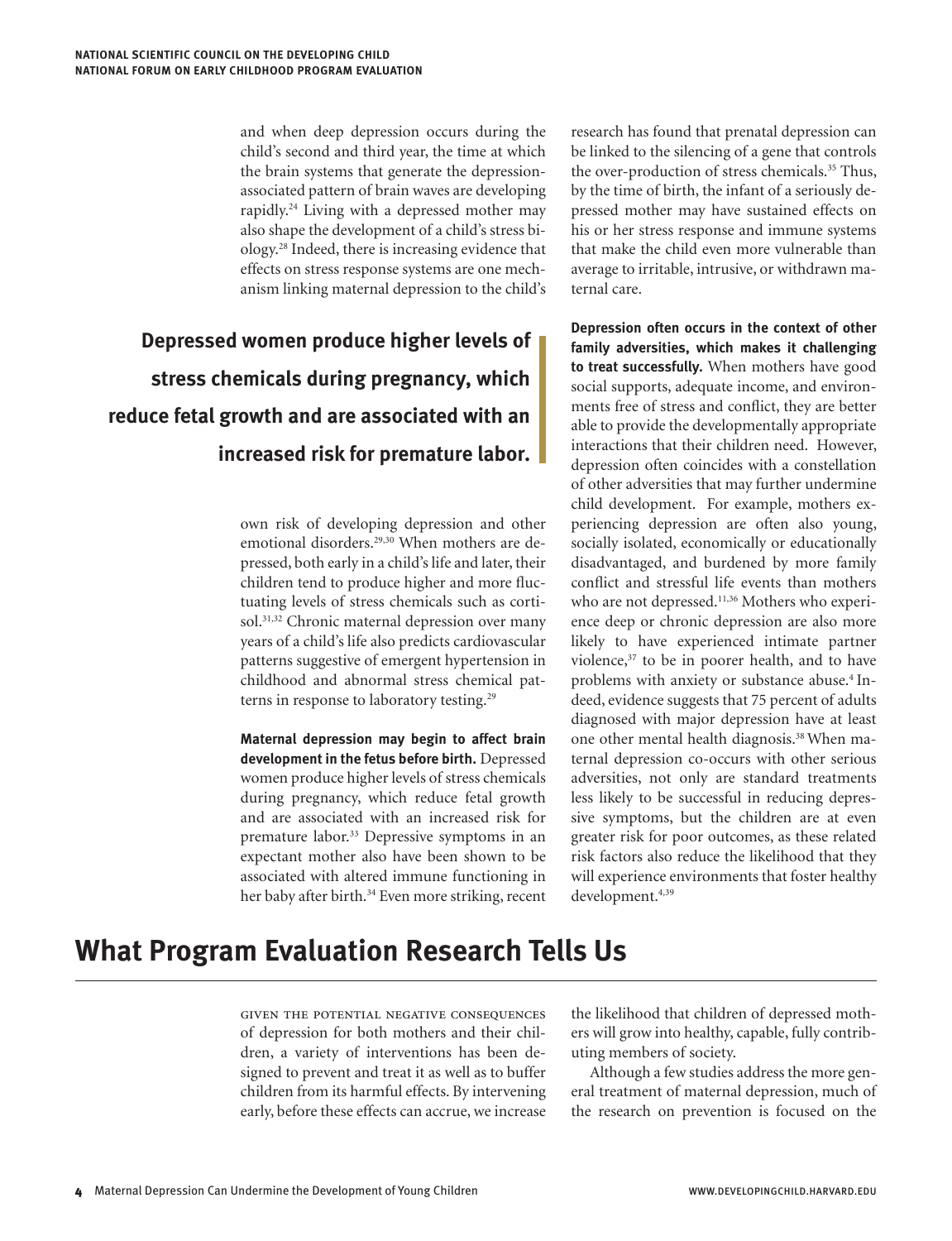and when deep depression occurs during the child's second and third year, the time at which the brain systems that generate the depression-associated pattern of brain waves are developing rapidly.[24] Living with a depressed mother may also shape the development of a child's stress biology.[28] Indeed, there is increasing evidence that effects on stress response systems are one mechanism linking maternal depression to the child's own risk of developing depression and other emotional disorders.[29,30] When mothers are depressed, both early in a child's life and later, their children tend to produce higher and more fluctuating levels of stress chemicals such as cortisol.[31,32] Chronic maternal depression over many years of a child's life also predicts cardiovascular patterns suggestive of emergent hypertension in childhood and abnormal stress chemical patterns in response to laboratory testing.[29]

**Depressed women produce higher levels of stress chemicals during pregnancy, which reduce fetal growth and are associated with an increased risk for premature labor.**

**Maternal depression may begin to affect brain development in the fetus before birth.** Depressed women produce higher levels of stress chemicals during pregnancy, which reduce fetal growth and are associated with an increased risk for premature labor.[33] Depressive symptoms in an expectant mother also have been shown to be associated with altered immune functioning in her baby after birth.[34] Even more striking, recent research has found that prenatal depression can be linked to the silencing of a gene that controls the over-production of stress chemicals.[35] Thus, by the time of birth, the infant of a seriously depressed mother may have sustained effects on his or her stress response and immune systems that make the child even more vulnerable than average to irritable, intrusive, or withdrawn maternal care.

**Depression often occurs in the context of other family adversities, which makes it challenging to treat successfully.** When mothers have good social supports, adequate income, and environments free of stress and conflict, they are better able to provide the developmentally appropriate interactions that their children need. However, depression often coincides with a constellation of other adversities that may further undermine child development. For example, mothers experiencing depression are often also young, socially isolated, economically or educationally disadvantaged, and burdened by more family conflict and stressful life events than mothers who are not depressed.[11,36] Mothers who experience deep or chronic depression are also more likely to have experienced intimate partner violence,[37] to be in poorer health, and to have problems with anxiety or substance abuse.[4] Indeed, evidence suggests that 75 percent of adults diagnosed with major depression have at least one other mental health diagnosis.[38] When maternal depression co-occurs with other serious adversities, not only are standard treatments less likely to be successful in reducing depressive symptoms, but the children are at even greater risk for poor outcomes, as these related risk factors also reduce the likelihood that they will experience environments that foster healthy development.[4,39]

## What Program Evaluation Research Tells Us

Given the potential negative consequences of depression for both mothers and their children, a variety of interventions has been designed to prevent and treat it as well as to buffer children from its harmful effects. By intervening early, before these effects can accrue, we increase the likelihood that children of depressed mothers will grow into healthy, capable, fully contributing members of society.

Although a few studies address the more general treatment of maternal depression, much of the research on prevention is focused on the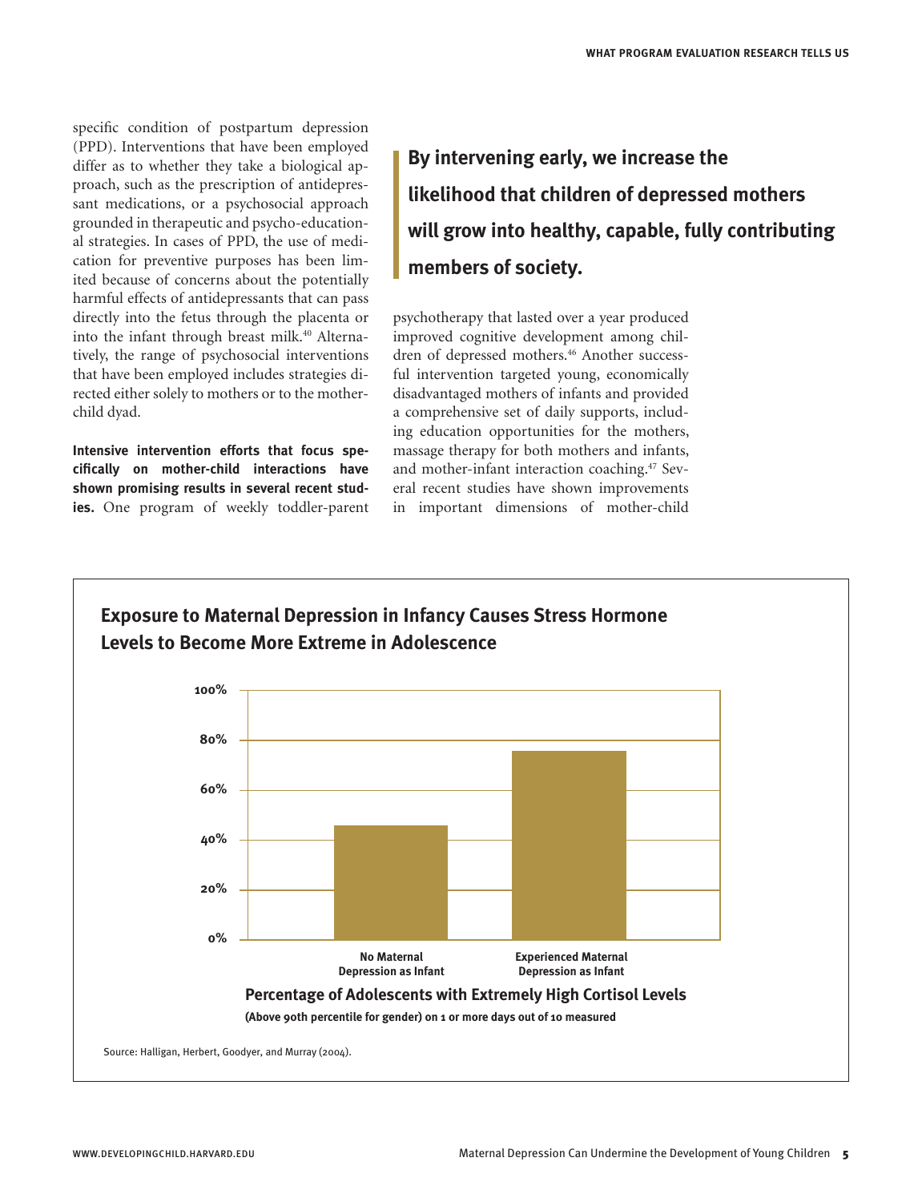specific condition of postpartum depression (PPD). Interventions that have been employed differ as to whether they take a biological approach, such as the prescription of antidepressant medications, or a psychosocial approach grounded in therapeutic and psycho-educational strategies. In cases of PPD, the use of medication for preventive purposes has been limited because of concerns about the potentially harmful effects of antidepressants that can pass directly into the fetus through the placenta or into the infant through breast milk.[40] Alternatively, the range of psychosocial interventions that have been employed includes strategies directed either solely to mothers or to the mother-child dyad.

**Intensive intervention efforts that focus specifically on mother-child interactions have shown promising results in several recent studies.** One program of weekly toddler-parent psychotherapy that lasted over a year produced improved cognitive development among children of depressed mothers.[46] Another successful intervention targeted young, economically disadvantaged mothers of infants and provided a comprehensive set of daily supports, including education opportunities for the mothers, massage therapy for both mothers and infants, and mother-infant interaction coaching.[47] Several recent studies have shown improvements in important dimensions of mother-child

> **By intervening early, we increase the likelihood that children of depressed mothers will grow into healthy, capable, fully contributing members of society.**

## Exposure to Maternal Depression in Infancy Causes Stress Hormone Levels to Become More Extreme in Adolescence

100%
80%
60%
40%
20%
0%

No Maternal Depression as Infant

Experienced Maternal Depression as Infant

**Percentage of Adolescents with Extremely High Cortisol Levels**

**(Above 90th percentile for gender) on 1 or more days out of 10 measured**

Source: Halligan, Herbert, Goodyer, and Murray (2004).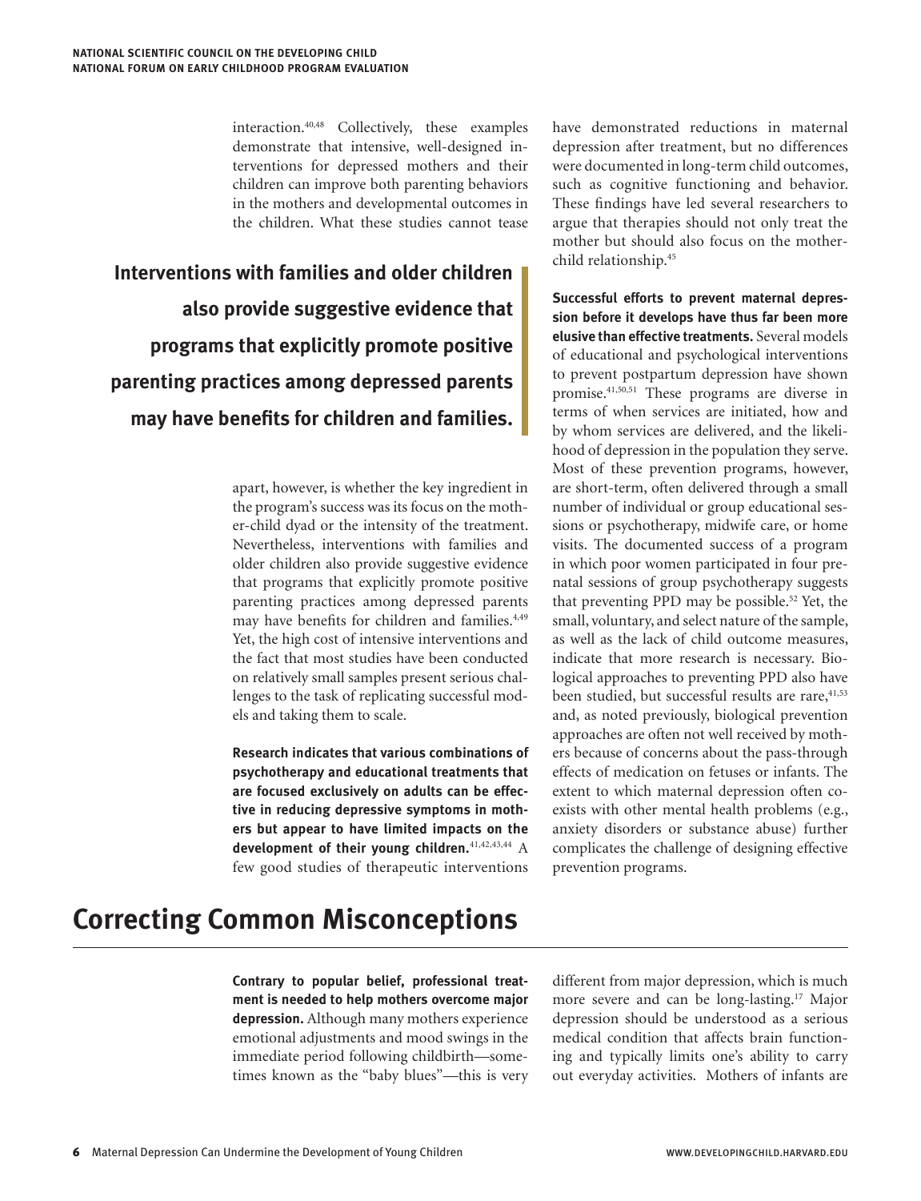interaction.[40,48] Collectively, these examples demonstrate that intensive, well-designed interventions for depressed mothers and their children can improve both parenting behaviors in the mothers and developmental outcomes in the children. What these studies cannot tease apart, however, is whether the key ingredient in the program's success was its focus on the mother-child dyad or the intensity of the treatment. Nevertheless, interventions with families and older children also provide suggestive evidence that programs that explicitly promote positive parenting practices among depressed parents may have benefits for children and families.[4,49] Yet, the high cost of intensive interventions and the fact that most studies have been conducted on relatively small samples present serious challenges to the task of replicating successful models and taking them to scale.

**Interventions with families and older children also provide suggestive evidence that programs that explicitly promote positive parenting practices among depressed parents may have benefits for children and families.**

**Research indicates that various combinations of psychotherapy and educational treatments that are focused exclusively on adults can be effective in reducing depressive symptoms in mothers but appear to have limited impacts on the development of their young children.**[41,42,43,44] A few good studies of therapeutic interventions have demonstrated reductions in maternal depression after treatment, but no differences were documented in long-term child outcomes, such as cognitive functioning and behavior. These findings have led several researchers to argue that therapies should not only treat the mother but should also focus on the mother-child relationship.[45]

**Successful efforts to prevent maternal depression before it develops have thus far been more elusive than effective treatments.** Several models of educational and psychological interventions to prevent postpartum depression have shown promise.[41,50,51] These programs are diverse in terms of when services are initiated, how and by whom services are delivered, and the likelihood of depression in the population they serve. Most of these prevention programs, however, are short-term, often delivered through a small number of individual or group educational sessions or psychotherapy, midwife care, or home visits. The documented success of a program in which poor women participated in four prenatal sessions of group psychotherapy suggests that preventing PPD may be possible.[52] Yet, the small, voluntary, and select nature of the sample, as well as the lack of child outcome measures, indicate that more research is necessary. Biological approaches to preventing PPD also have been studied, but successful results are rare,[41,53] and, as noted previously, biological prevention approaches are often not well received by mothers because of concerns about the pass-through effects of medication on fetuses or infants. The extent to which maternal depression often co-exists with other mental health problems (e.g., anxiety disorders or substance abuse) further complicates the challenge of designing effective prevention programs.

## Correcting Common Misconceptions

**Contrary to popular belief, professional treatment is needed to help mothers overcome major depression.** Although many mothers experience emotional adjustments and mood swings in the immediate period following childbirth—sometimes known as the "baby blues"—this is very different from major depression, which is much more severe and can be long-lasting.[17] Major depression should be understood as a serious medical condition that affects brain functioning and typically limits one's ability to carry out everyday activities. Mothers of infants are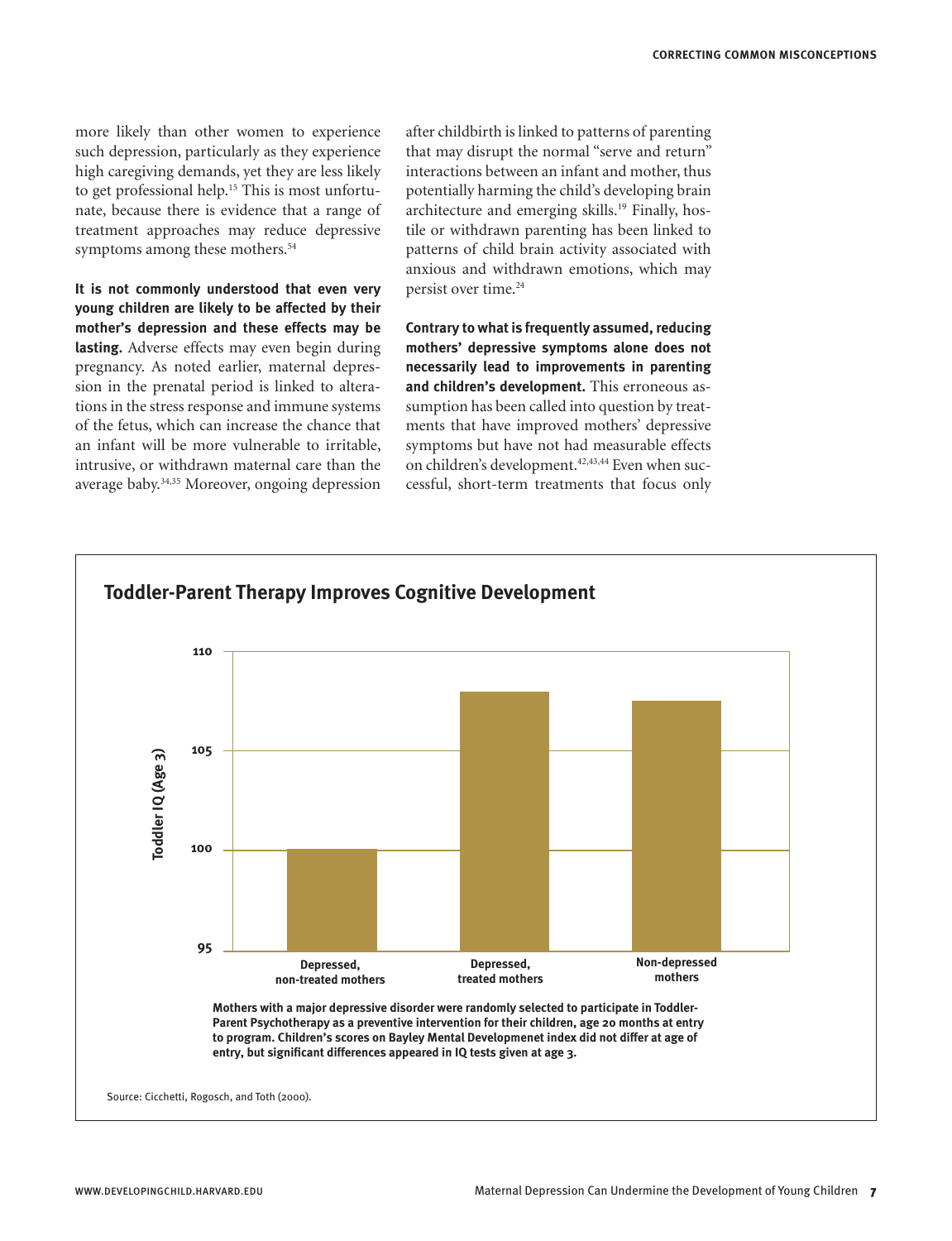more likely than other women to experience such depression, particularly as they experience high caregiving demands, yet they are less likely to get professional help.[15] This is most unfortunate, because there is evidence that a range of treatment approaches may reduce depressive symptoms among these mothers.[54]

**It is not commonly understood that even very young children are likely to be affected by their mother's depression and these effects may be lasting.** Adverse effects may even begin during pregnancy. As noted earlier, maternal depression in the prenatal period is linked to alterations in the stress response and immune systems of the fetus, which can increase the chance that an infant will be more vulnerable to irritable, intrusive, or withdrawn maternal care than the average baby.[34,35] Moreover, ongoing depression after childbirth is linked to patterns of parenting that may disrupt the normal "serve and return" interactions between an infant and mother, thus potentially harming the child's developing brain architecture and emerging skills.[19] Finally, hostile or withdrawn parenting has been linked to patterns of child brain activity associated with anxious and withdrawn emotions, which may persist over time.[24]

**Contrary to what is frequently assumed, reducing mothers' depressive symptoms alone does not necessarily lead to improvements in parenting and children's development.** This erroneous assumption has been called into question by treatments that have improved mothers' depressive symptoms but have not had measurable effects on children's development.[42,43,44] Even when successful, short-term treatments that focus only

## Toddler-Parent Therapy Improves Cognitive Development

Toddler IQ (Age 3)

110

105

100

95

Depressed, non-treated mothers

Depressed, treated mothers

Non-depressed mothers

**Mothers with a major depressive disorder were randomly selected to participate in Toddler-Parent Psychotherapy as a preventive intervention for their children, age 20 months at entry to program. Children's scores on Bayley Mental Developmenet index did not differ at age of entry, but significant differences appeared in IQ tests given at age 3.**

Source: Cicchetti, Rogosch, and Toth (2000).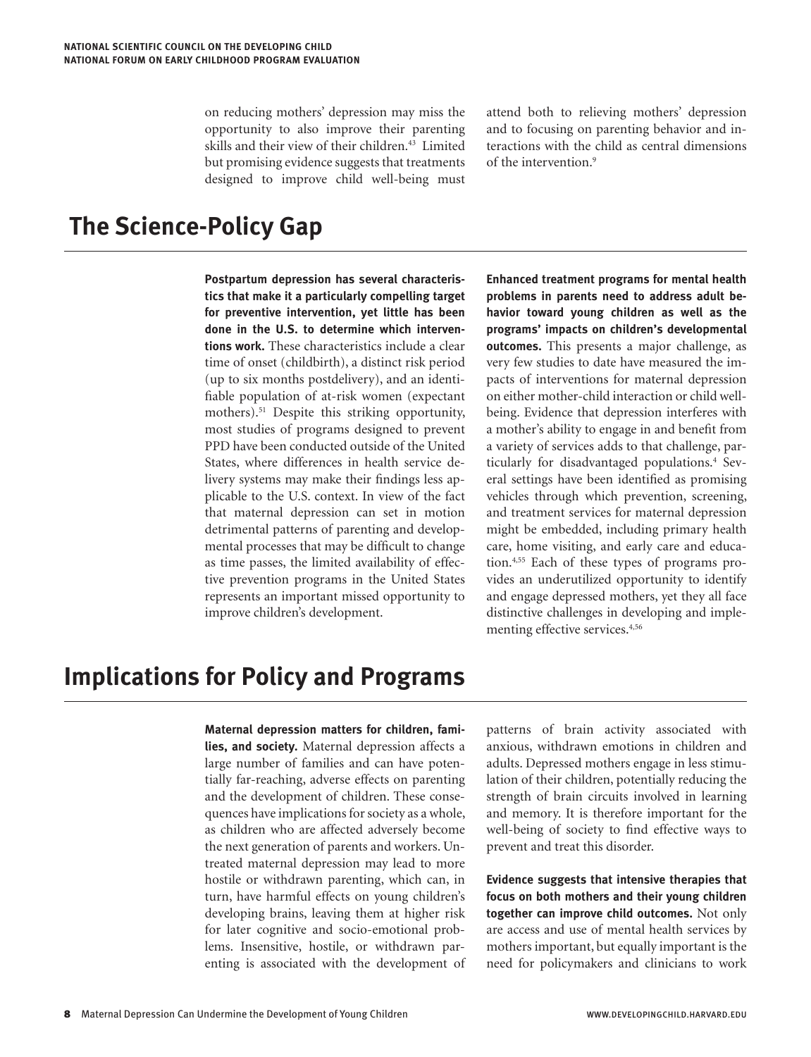on reducing mothers' depression may miss the opportunity to also improve their parenting skills and their view of their children.[43] Limited but promising evidence suggests that treatments designed to improve child well-being must attend both to relieving mothers' depression and to focusing on parenting behavior and interactions with the child as central dimensions of the intervention.[9]

## The Science-Policy Gap

**Postpartum depression has several characteristics that make it a particularly compelling target for preventive intervention, yet little has been done in the U.S. to determine which interventions work.** These characteristics include a clear time of onset (childbirth), a distinct risk period (up to six months postdelivery), and an identifiable population of at-risk women (expectant mothers).[51] Despite this striking opportunity, most studies of programs designed to prevent PPD have been conducted outside of the United States, where differences in health service delivery systems may make their findings less applicable to the U.S. context. In view of the fact that maternal depression can set in motion detrimental patterns of parenting and developmental processes that may be difficult to change as time passes, the limited availability of effective prevention programs in the United States represents an important missed opportunity to improve children's development.

**Enhanced treatment programs for mental health problems in parents need to address adult behavior toward young children as well as the programs' impacts on children's developmental outcomes.** This presents a major challenge, as very few studies to date have measured the impacts of interventions for maternal depression on either mother-child interaction or child well-being. Evidence that depression interferes with a mother's ability to engage in and benefit from a variety of services adds to that challenge, particularly for disadvantaged populations.[4] Several settings have been identified as promising vehicles through which prevention, screening, and treatment services for maternal depression might be embedded, including primary health care, home visiting, and early care and education.[4,55] Each of these types of programs provides an underutilized opportunity to identify and engage depressed mothers, yet they all face distinctive challenges in developing and implementing effective services.[4,56]

## Implications for Policy and Programs

**Maternal depression matters for children, families, and society.** Maternal depression affects a large number of families and can have potentially far-reaching, adverse effects on parenting and the development of children. These consequences have implications for society as a whole, as children who are affected adversely become the next generation of parents and workers. Untreated maternal depression may lead to more hostile or withdrawn parenting, which can, in turn, have harmful effects on young children's developing brains, leaving them at higher risk for later cognitive and socio-emotional problems. Insensitive, hostile, or withdrawn parenting is associated with the development of patterns of brain activity associated with anxious, withdrawn emotions in children and adults. Depressed mothers engage in less stimulation of their children, potentially reducing the strength of brain circuits involved in learning and memory. It is therefore important for the well-being of society to find effective ways to prevent and treat this disorder.

**Evidence suggests that intensive therapies that focus on both mothers and their young children together can improve child outcomes.** Not only are access and use of mental health services by mothers important, but equally important is the need for policymakers and clinicians to work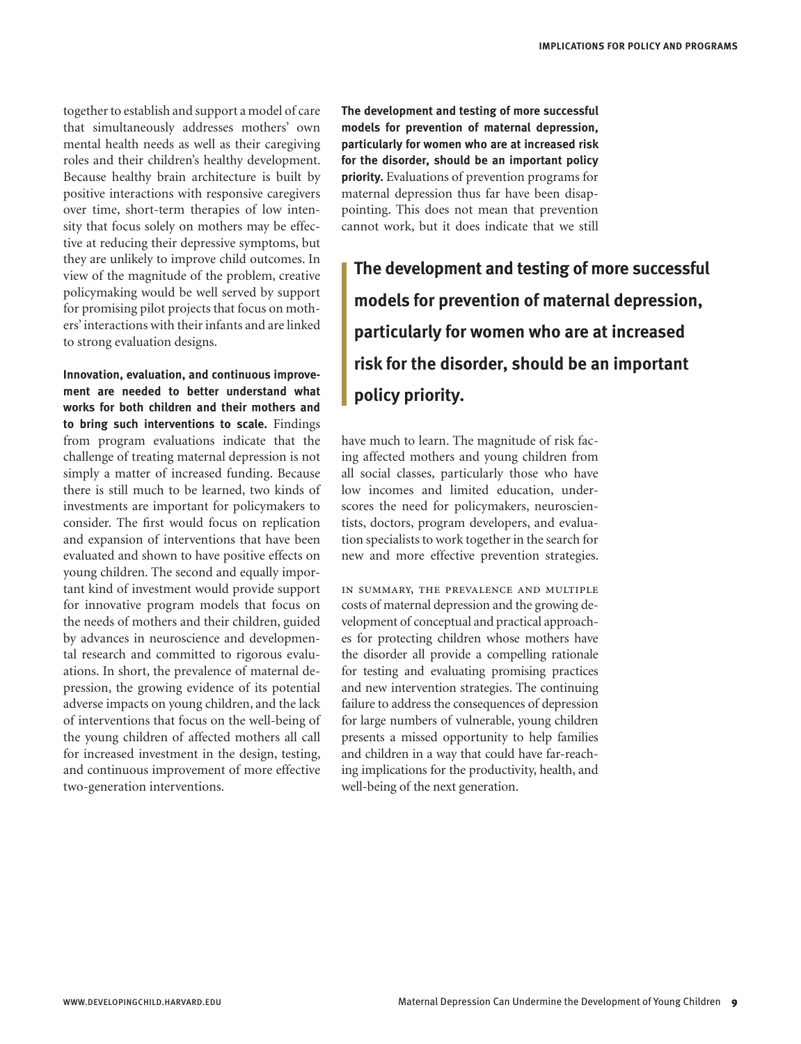together to establish and support a model of care that simultaneously addresses mothers' own mental health needs as well as their caregiving roles and their children's healthy development. Because healthy brain architecture is built by positive interactions with responsive caregivers over time, short-term therapies of low intensity that focus solely on mothers may be effective at reducing their depressive symptoms, but they are unlikely to improve child outcomes. In view of the magnitude of the problem, creative policymaking would be well served by support for promising pilot projects that focus on mothers' interactions with their infants and are linked to strong evaluation designs.

**Innovation, evaluation, and continuous improvement are needed to better understand what works for both children and their mothers and to bring such interventions to scale.** Findings from program evaluations indicate that the challenge of treating maternal depression is not simply a matter of increased funding. Because there is still much to be learned, two kinds of investments are important for policymakers to consider. The first would focus on replication and expansion of interventions that have been evaluated and shown to have positive effects on young children. The second and equally important kind of investment would provide support for innovative program models that focus on the needs of mothers and their children, guided by advances in neuroscience and developmental research and committed to rigorous evaluations. In short, the prevalence of maternal depression, the growing evidence of its potential adverse impacts on young children, and the lack of interventions that focus on the well-being of the young children of affected mothers all call for increased investment in the design, testing, and continuous improvement of more effective two-generation interventions.

**The development and testing of more successful models for prevention of maternal depression, particularly for women who are at increased risk for the disorder, should be an important policy priority.** Evaluations of prevention programs for maternal depression thus far have been disappointing. This does not mean that prevention cannot work, but it does indicate that we still have much to learn. The magnitude of risk facing affected mothers and young children from all social classes, particularly those who have low incomes and limited education, underscores the need for policymakers, neuroscientists, doctors, program developers, and evaluation specialists to work together in the search for new and more effective prevention strategies.

> **The development and testing of more successful models for prevention of maternal depression, particularly for women who are at increased risk for the disorder, should be an important policy priority.**

In summary, the prevalence and multiple costs of maternal depression and the growing development of conceptual and practical approaches for protecting children whose mothers have the disorder all provide a compelling rationale for testing and evaluating promising practices and new intervention strategies. The continuing failure to address the consequences of depression for large numbers of vulnerable, young children presents a missed opportunity to help families and children in a way that could have far-reaching implications for the productivity, health, and well-being of the next generation.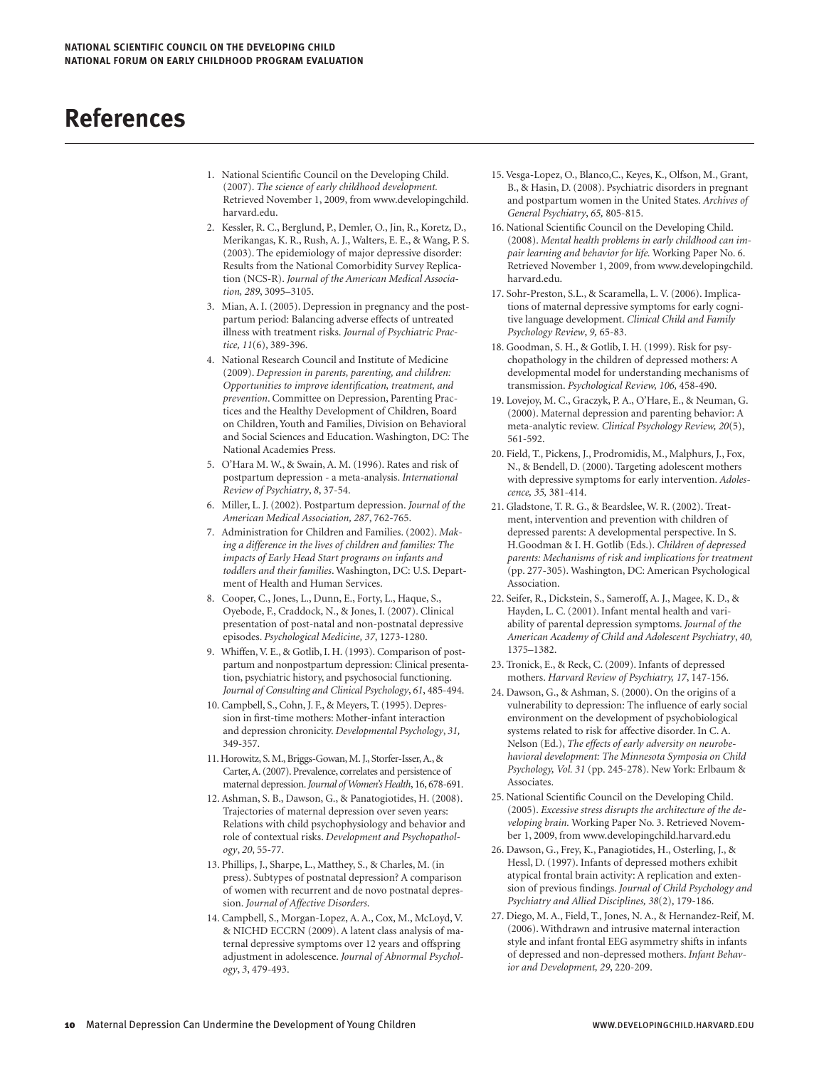# References

1. National Scientific Council on the Developing Child. (2007). *The science of early childhood development.* Retrieved November 1, 2009, from www.developingchild.harvard.edu.
2. Kessler, R. C., Berglund, P., Demler, O., Jin, R., Koretz, D., Merikangas, K. R., Rush, A. J., Walters, E. E., & Wang, P. S. (2003). The epidemiology of major depressive disorder: Results from the National Comorbidity Survey Replication (NCS-R). *Journal of the American Medical Association, 289*, 3095–3105.
3. Mian, A. I. (2005). Depression in pregnancy and the postpartum period: Balancing adverse effects of untreated illness with treatment risks. *Journal of Psychiatric Practice, 11*(6), 389-396.
4. National Research Council and Institute of Medicine (2009). *Depression in parents, parenting, and children: Opportunities to improve identification, treatment, and prevention*. Committee on Depression, Parenting Practices and the Healthy Development of Children, Board on Children, Youth and Families, Division on Behavioral and Social Sciences and Education. Washington, DC: The National Academies Press.
5. O'Hara M. W., & Swain, A. M. (1996). Rates and risk of postpartum depression - a meta-analysis. *International Review of Psychiatry*, *8*, 37-54.
6. Miller, L. J. (2002). Postpartum depression. *Journal of the American Medical Association, 287*, 762-765.
7. Administration for Children and Families. (2002). *Making a difference in the lives of children and families: The impacts of Early Head Start programs on infants and toddlers and their families*. Washington, DC: U.S. Department of Health and Human Services.
8. Cooper, C., Jones, L., Dunn, E., Forty, L., Haque, S., Oyebode, F., Craddock, N., & Jones, I. (2007). Clinical presentation of post-natal and non-postnatal depressive episodes. *Psychological Medicine, 37*, 1273-1280.
9. Whiffen, V. E., & Gotlib, I. H. (1993). Comparison of postpartum and nonpostpartum depression: Clinical presentation, psychiatric history, and psychosocial functioning. *Journal of Consulting and Clinical Psychology*, *61*, 485-494.
10. Campbell, S., Cohn, J. F., & Meyers, T. (1995). Depression in first-time mothers: Mother-infant interaction and depression chronicity. *Developmental Psychology*, *31,* 349-357.
11. Horowitz, S. M., Briggs-Gowan, M. J., Storfer-Isser, A., & Carter, A. (2007). Prevalence, correlates and persistence of maternal depression. *Journal of Women's Health*, 16, 678-691.
12. Ashman, S. B., Dawson, G., & Panatogiotides, H. (2008). Trajectories of maternal depression over seven years: Relations with child psychophysiology and behavior and role of contextual risks. *Development and Psychopathology*, *20*, 55-77.
13. Phillips, J., Sharpe, L., Matthey, S., & Charles, M. (in press). Subtypes of postnatal depression? A comparison of women with recurrent and de novo postnatal depression. *Journal of Affective Disorders*.
14. Campbell, S., Morgan-Lopez, A. A., Cox, M., McLoyd, V. & NICHD ECCRN (2009). A latent class analysis of maternal depressive symptoms over 12 years and offspring adjustment in adolescence. *Journal of Abnormal Psychology*, *3*, 479-493.
15. Vesga-Lopez, O., Blanco,C., Keyes, K., Olfson, M., Grant, B., & Hasin, D. (2008). Psychiatric disorders in pregnant and postpartum women in the United States. *Archives of General Psychiatry*, *65,* 805-815.
16. National Scientific Council on the Developing Child. (2008). *Mental health problems in early childhood can impair learning and behavior for life.* Working Paper No. 6. Retrieved November 1, 2009, from www.developingchild.harvard.edu.
17. Sohr-Preston, S.L., & Scaramella, L. V. (2006). Implications of maternal depressive symptoms for early cognitive language development. *Clinical Child and Family Psychology Review*, *9,* 65-83.
18. Goodman, S. H., & Gotlib, I. H. (1999). Risk for psychopathology in the children of depressed mothers: A developmental model for understanding mechanisms of transmission. *Psychological Review, 106,* 458-490.
19. Lovejoy, M. C., Graczyk, P. A., O'Hare, E., & Neuman, G. (2000). Maternal depression and parenting behavior: A meta-analytic review. *Clinical Psychology Review, 20*(5), 561-592.
20. Field, T., Pickens, J., Prodromidis, M., Malphurs, J., Fox, N., & Bendell, D. (2000). Targeting adolescent mothers with depressive symptoms for early intervention. *Adolescence, 35,* 381-414.
21. Gladstone, T. R. G., & Beardslee, W. R. (2002). Treatment, intervention and prevention with children of depressed parents: A developmental perspective. In S. H.Goodman & I. H. Gotlib (Eds.). *Children of depressed parents: Mechanisms of risk and implications for treatment* (pp. 277-305). Washington, DC: American Psychological Association.
22. Seifer, R., Dickstein, S., Sameroff, A. J., Magee, K. D., & Hayden, L. C. (2001). Infant mental health and variability of parental depression symptoms. *Journal of the American Academy of Child and Adolescent Psychiatry*, *40,* 1375–1382.
23. Tronick, E., & Reck, C. (2009). Infants of depressed mothers. *Harvard Review of Psychiatry, 17*, 147-156.
24. Dawson, G., & Ashman, S. (2000). On the origins of a vulnerability to depression: The influence of early social environment on the development of psychobiological systems related to risk for affective disorder. In C. A. Nelson (Ed.), *The effects of early adversity on neurobehavioral development: The Minnesota Symposia on Child Psychology, Vol. 31* (pp. 245-278). New York: Erlbaum & Associates.
25. National Scientific Council on the Developing Child. (2005). *Excessive stress disrupts the architecture of the developing brain.* Working Paper No. 3. Retrieved November 1, 2009, from www.developingchild.harvard.edu
26. Dawson, G., Frey, K., Panagiotides, H., Osterling, J., & Hessl, D. (1997). Infants of depressed mothers exhibit atypical frontal brain activity: A replication and extension of previous findings. *Journal of Child Psychology and Psychiatry and Allied Disciplines, 38*(2), 179-186.
27. Diego, M. A., Field, T., Jones, N. A., & Hernandez-Reif, M. (2006). Withdrawn and intrusive maternal interaction style and infant frontal EEG asymmetry shifts in infants of depressed and non-depressed mothers. *Infant Behavior and Development, 29*, 220-209.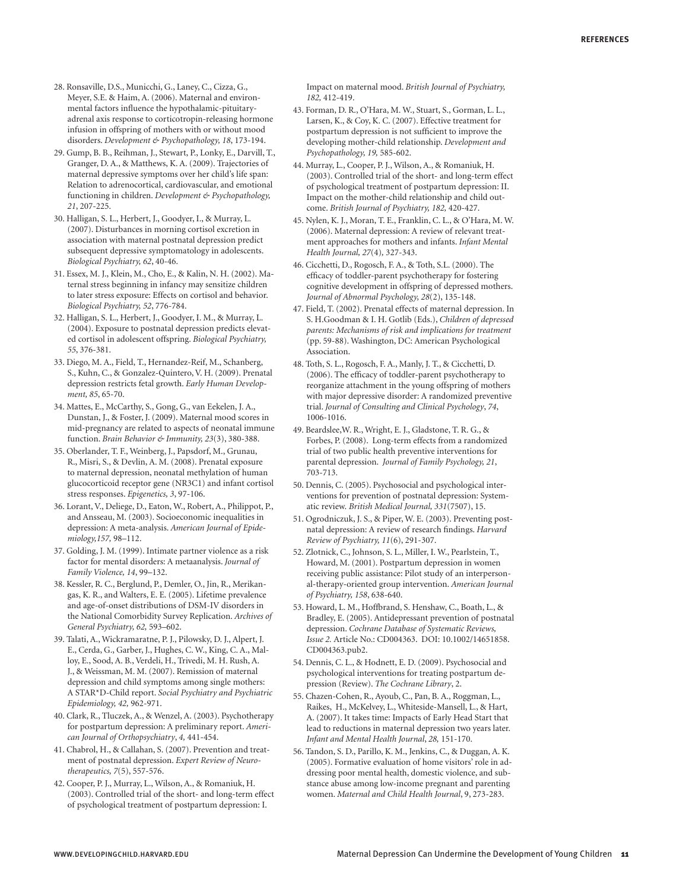28. Ronsaville, D.S., Municchi, G., Laney, C., Cizza, G., Meyer, S.E. & Haim, A. (2006). Maternal and environmental factors influence the hypothalamic-pituitary-adrenal axis response to corticotropin-releasing hormone infusion in offspring of mothers with or without mood disorders. *Development & Psychopathology, 18*, 173-194.
29. Gump, B. B., Reihman, J., Stewart, P., Lonky, E., Darvill, T., Granger, D. A., & Matthews, K. A. (2009). Trajectories of maternal depressive symptoms over her child's life span: Relation to adrenocortical, cardiovascular, and emotional functioning in children. *Development & Psychopathology, 21*, 207-225.
30. Halligan, S. L., Herbert, J., Goodyer, I., & Murray, L. (2007). Disturbances in morning cortisol excretion in association with maternal postnatal depression predict subsequent depressive symptomatology in adolescents. *Biological Psychiatry, 62*, 40-46.
31. Essex, M. J., Klein, M., Cho, E., & Kalin, N. H. (2002). Maternal stress beginning in infancy may sensitize children to later stress exposure: Effects on cortisol and behavior. *Biological Psychiatry, 52*, 776-784.
32. Halligan, S. L., Herbert, J., Goodyer, I. M., & Murray, L. (2004). Exposure to postnatal depression predicts elevated cortisol in adolescent offspring. *Biological Psychiatry, 55*, 376-381.
33. Diego, M. A., Field, T., Hernandez-Reif, M., Schanberg, S., Kuhn, C., & Gonzalez-Quintero, V. H. (2009). Prenatal depression restricts fetal growth. *Early Human Development, 85*, 65-70.
34. Mattes, E., McCarthy, S., Gong, G., van Eekelen, J. A., Dunstan, J., & Foster, J. (2009). Maternal mood scores in mid-pregnancy are related to aspects of neonatal immune function. *Brain Behavior & Immunity, 23*(3), 380-388.
35. Oberlander, T. F., Weinberg, J., Papsdorf, M., Grunau, R., Misri, S., & Devlin, A. M. (2008). Prenatal exposure to maternal depression, neonatal methylation of human glucocorticoid receptor gene (NR3C1) and infant cortisol stress responses. *Epigenetics, 3*, 97-106.
36. Lorant, V., Deliege, D., Eaton, W., Robert, A., Philippot, P., and Ansseau, M. (2003). Socioeconomic inequalities in depression: A meta-analysis. *American Journal of Epidemiology,157,* 98–112.
37. Golding, J. M. (1999). Intimate partner violence as a risk factor for mental disorders: A metaanalysis. *Journal of Family Violence, 14*, 99–132.
38. Kessler, R. C., Berglund, P., Demler, O., Jin, R., Merikangas, K. R., and Walters, E. E. (2005). Lifetime prevalence and age-of-onset distributions of DSM-IV disorders in the National Comorbidity Survey Replication. *Archives of General Psychiatry, 62,* 593–602.
39. Talati, A., Wickramaratne, P. J., Pilowsky, D. J., Alpert, J. E., Cerda, G., Garber, J., Hughes, C. W., King, C. A., Malloy, E., Sood, A. B., Verdeli, H., Trivedi, M. H. Rush, A. J., & Weissman, M. M. (2007). Remission of maternal depression and child symptoms among single mothers: A STAR*D-Child report. *Social Psychiatry and Psychiatric Epidemiology, 42,* 962-971.
40. Clark, R., Tluczek, A., & Wenzel, A. (2003). Psychotherapy for postpartum depression: A preliminary report. *American Journal of Orthopsychiatry*, *4,* 441-454.
41. Chabrol, H., & Callahan, S. (2007). Prevention and treatment of postnatal depression. *Expert Review of Neurotherapeutics, 7*(5), 557-576.
42. Cooper, P. J., Murray, L., Wilson, A., & Romaniuk, H. (2003). Controlled trial of the short- and long-term effect of psychological treatment of postpartum depression: I. Impact on maternal mood. *British Journal of Psychiatry, 182,* 412-419.
43. Forman, D. R., O'Hara, M. W., Stuart, S., Gorman, L. L., Larsen, K., & Coy, K. C. (2007). Effective treatment for postpartum depression is not sufficient to improve the developing mother-child relationship. *Development and Psychopathology, 19,* 585-602.
44. Murray, L., Cooper, P. J., Wilson, A., & Romaniuk, H. (2003). Controlled trial of the short- and long-term effect of psychological treatment of postpartum depression: II. Impact on the mother-child relationship and child outcome. *British Journal of Psychiatry, 182,* 420-427.
45. Nylen, K. J., Moran, T. E., Franklin, C. L., & O'Hara, M. W. (2006). Maternal depression: A review of relevant treatment approaches for mothers and infants. *Infant Mental Health Journal, 27*(4)*,* 327-343.
46. Cicchetti, D., Rogosch, F. A., & Toth, S.L. (2000). The efficacy of toddler-parent psychotherapy for fostering cognitive development in offspring of depressed mothers. *Journal of Abnormal Psychology, 28*(2), 135-148.
47. Field, T. (2002). Prenatal effects of maternal depression. In S. H.Goodman & I. H. Gotlib (Eds.), *Children of depressed parents: Mechanisms of risk and implications for treatment* (pp. 59-88). Washington, DC: American Psychological Association.
48. Toth, S. L., Rogosch, F. A., Manly, J. T., & Cicchetti, D. (2006). The efficacy of toddler-parent psychotherapy to reorganize attachment in the young offspring of mothers with major depressive disorder: A randomized preventive trial. *Journal of Consulting and Clinical Psychology*, *74,* 1006-1016.
49. Beardslee,W. R., Wright, E. J., Gladstone, T. R. G., & Forbes, P. (2008). Long-term effects from a randomized trial of two public health preventive interventions for parental depression. *Journal of Family Psychology, 21*, 703-713.
50. Dennis, C. (2005). Psychosocial and psychological interventions for prevention of postnatal depression: Systematic review. *British Medical Journal, 331*(7507), 15.
51. Ogrodniczuk, J. S., & Piper, W. E. (2003). Preventing postnatal depression: A review of research findings. *Harvard Review of Psychiatry, 11*(6), 291-307.
52. Zlotnick, C., Johnson, S. L., Miller, I. W., Pearlstein, T., Howard, M. (2001). Postpartum depression in women receiving public assistance: Pilot study of an interpersonal-therapy-oriented group intervention. *American Journal of Psychiatry, 158*, 638-640.
53. Howard, L. M., Hoffbrand, S. Henshaw, C., Boath, L., & Bradley, E. (2005). Antidepressant prevention of postnatal depression. *Cochrane Database of Systematic Reviews, Issue 2.* Article No.: CD004363. DOI: 10.1002/14651858. CD004363.pub2.
54. Dennis, C. L., & Hodnett, E. D. (2009). Psychosocial and psychological interventions for treating postpartum depression (Review). *The Cochrane Library*, 2.
55. Chazen-Cohen, R., Ayoub, C., Pan, B. A., Roggman, L., Raikes, H., McKelvey, L., Whiteside-Mansell, L., & Hart, A. (2007). It takes time: Impacts of Early Head Start that lead to reductions in maternal depression two years later. *Infant and Mental Health Journal*, *28,* 151-170.
56. Tandon, S. D., Parillo, K. M., Jenkins, C., & Duggan, A. K. (2005). Formative evaluation of home visitors' role in addressing poor mental health, domestic violence, and substance abuse among low-income pregnant and parenting women. *Maternal and Child Health Journal*, 9, 273-283.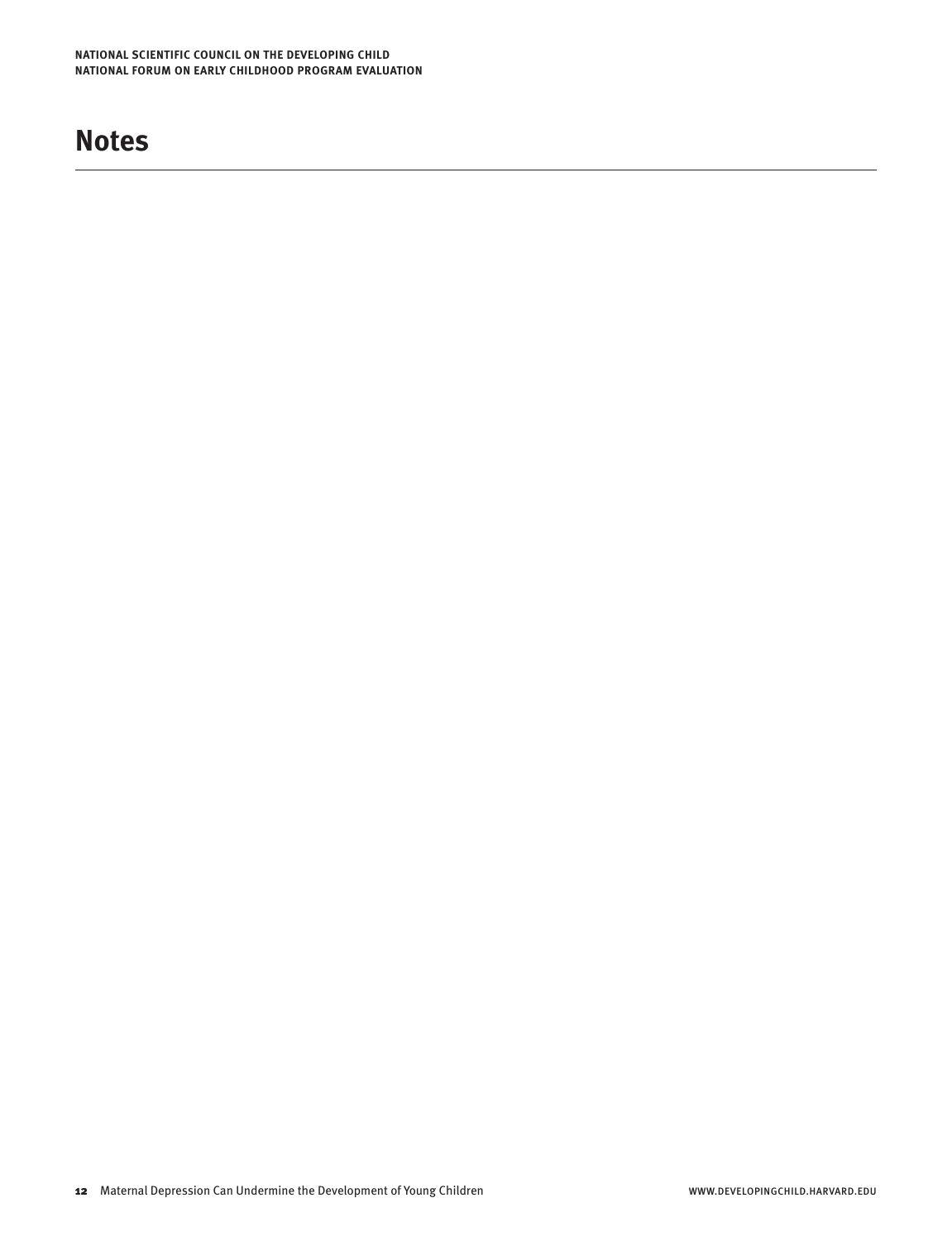# Notes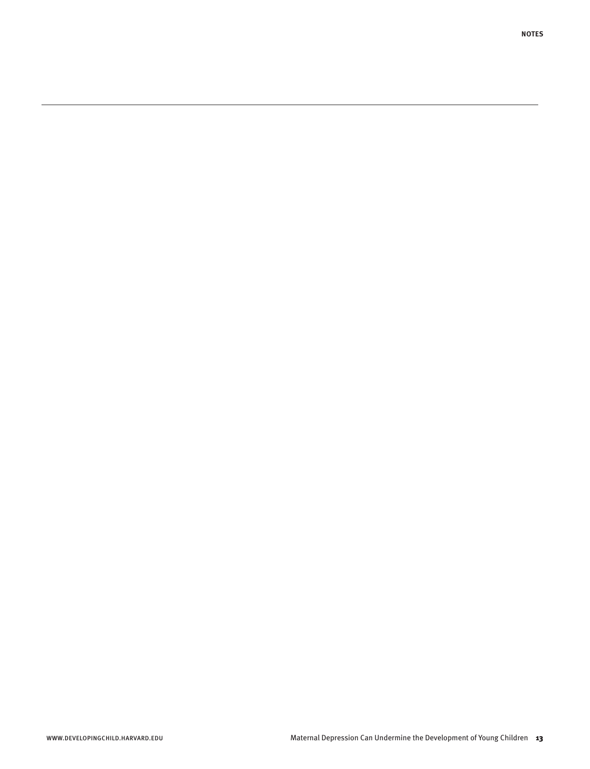## NOTES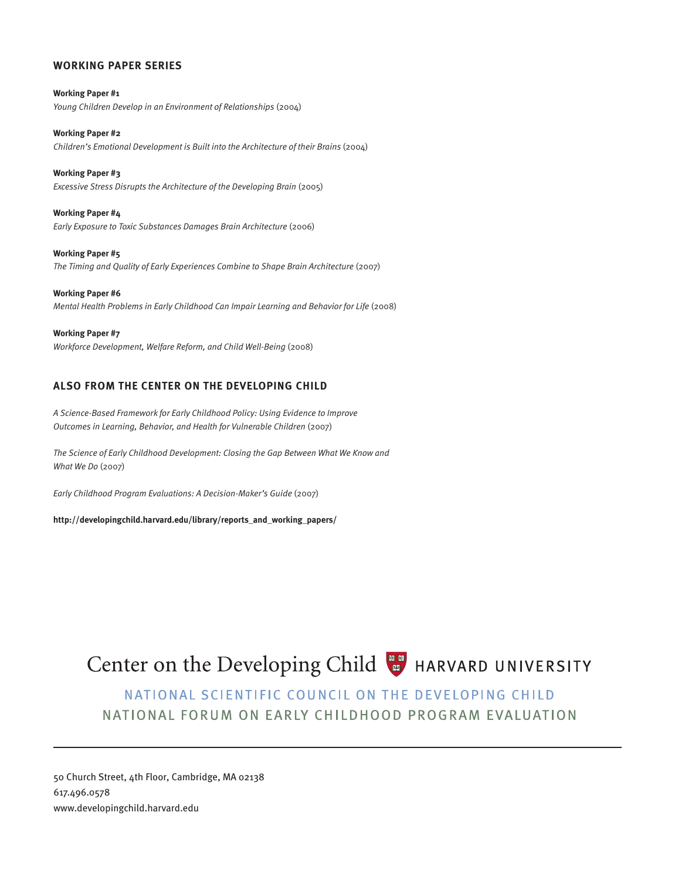## WORKING PAPER SERIES

**Working Paper #1**
*Young Children Develop in an Environment of Relationships* (2004)

**Working Paper #2**
*Children's Emotional Development is Built into the Architecture of their Brains* (2004)

**Working Paper #3**
*Excessive Stress Disrupts the Architecture of the Developing Brain* (2005)

**Working Paper #4**
*Early Exposure to Toxic Substances Damages Brain Architecture* (2006)

**Working Paper #5**
*The Timing and Quality of Early Experiences Combine to Shape Brain Architecture* (2007)

**Working Paper #6**
*Mental Health Problems in Early Childhood Can Impair Learning and Behavior for Life* (2008)

**Working Paper #7**
*Workforce Development, Welfare Reform, and Child Well-Being* (2008)

## ALSO FROM THE CENTER ON THE DEVELOPING CHILD

*A Science-Based Framework for Early Childhood Policy: Using Evidence to Improve Outcomes in Learning, Behavior, and Health for Vulnerable Children* (2007)

*The Science of Early Childhood Development: Closing the Gap Between What We Know and What We Do* (2007)

*Early Childhood Program Evaluations: A Decision-Maker's Guide* (2007)

**http://developingchild.harvard.edu/library/reports_and_working_papers/**

Center on the Developing Child HARVARD UNIVERSITY

NATIONAL SCIENTIFIC COUNCIL ON THE DEVELOPING CHILD
NATIONAL FORUM ON EARLY CHILDHOOD PROGRAM EVALUATION

50 Church Street, 4th Floor, Cambridge, MA 02138
617.496.0578
www.developingchild.harvard.edu